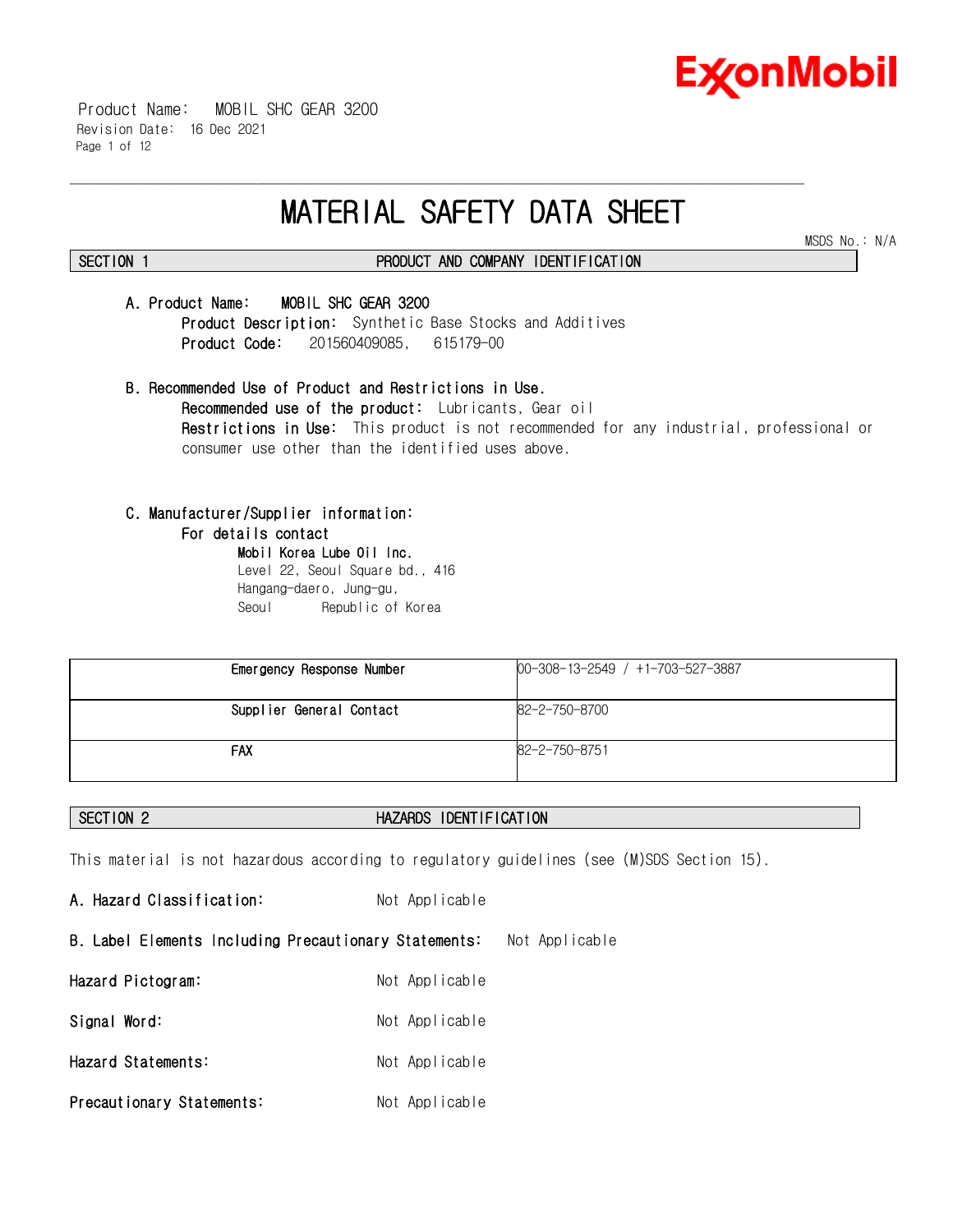# MATERIAL SAFETY DATA SHEET

MSDS No.: N/A

## SECTION 1 PRODUCT AND COMPANY IDENTIFICATION

**A. Product Name:** **MOBIL SHC GEAR 3200**

**Product Description:** Synthetic Base Stocks and Additives

**Product Code:** 201560409085, 615179-00

**B. Recommended Use of Product and Restrictions in Use.**

**Recommended use of the product:** Lubricants, Gear oil

**Restrictions in Use:** This product is not recommended for any industrial, professional or consumer use other than the identified uses above.

**C. Manufacturer/Supplier information:**

**For details contact**

**Mobil Korea Lube Oil Inc.**
Level 22, Seoul Square bd., 416
Hangang-daero, Jung-gu,
Seoul Republic of Korea

| Emergency Response Number | 00-308-13-2549 / +1-703-527-3887 |
|---|---|
| Supplier General Contact | 82-2-750-8700 |
| FAX | 82-2-750-8751 |

## SECTION 2 HAZARDS IDENTIFICATION

This material is not hazardous according to regulatory guidelines (see (M)SDS Section 15).

**A. Hazard Classification:** Not Applicable

**B. Label Elements Including Precautionary Statements:** Not Applicable

**Hazard Pictogram:** Not Applicable

**Signal Word:** Not Applicable

**Hazard Statements:** Not Applicable

**Precautionary Statements:** Not Applicable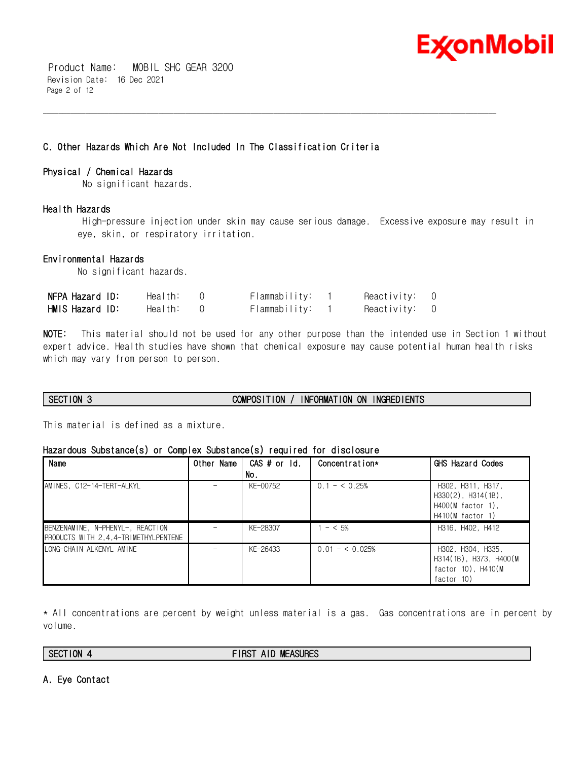### C. Other Hazards Which Are Not Included In The Classification Criteria

**Physical / Chemical Hazards**

No significant hazards.

**Health Hazards**

High-pressure injection under skin may cause serious damage. Excessive exposure may result in eye, skin, or respiratory irritation.

**Environmental Hazards**

No significant hazards.

| | | | |
|---|---|---|---|
| **NFPA Hazard ID:** | Health: 0 | Flammability: 1 | Reactivity: 0 |
| **HMIS Hazard ID:** | Health: 0 | Flammability: 1 | Reactivity: 0 |

**NOTE:** This material should not be used for any other purpose than the intended use in Section 1 without expert advice. Health studies have shown that chemical exposure may cause potential human health risks which may vary from person to person.

## SECTION 3 COMPOSITION / INFORMATION ON INGREDIENTS

This material is defined as a mixture.

**Hazardous Substance(s) or Complex Substance(s) required for disclosure**

| Name | Other Name | CAS # or Id. No. | Concentration* | GHS Hazard Codes |
|---|---|---|---|---|
| AMINES, C12-14-TERT-ALKYL | - | KE-00752 | 0.1 - < 0.25% | H302, H311, H317, H330(2), H314(1B), H400(M factor 1), H410(M factor 1) |
| BENZENAMINE, N-PHENYL-, REACTION PRODUCTS WITH 2,4,4-TRIMETHYLPENTENE | - | KE-28307 | 1 - < 5% | H316, H402, H412 |
| LONG-CHAIN ALKENYL AMINE | - | KE-26433 | 0.01 - < 0.025% | H302, H304, H335, H314(1B), H373, H400(M factor 10), H410(M factor 10) |

* All concentrations are percent by weight unless material is a gas. Gas concentrations are in percent by volume.

## SECTION 4 FIRST AID MEASURES

### A. Eye Contact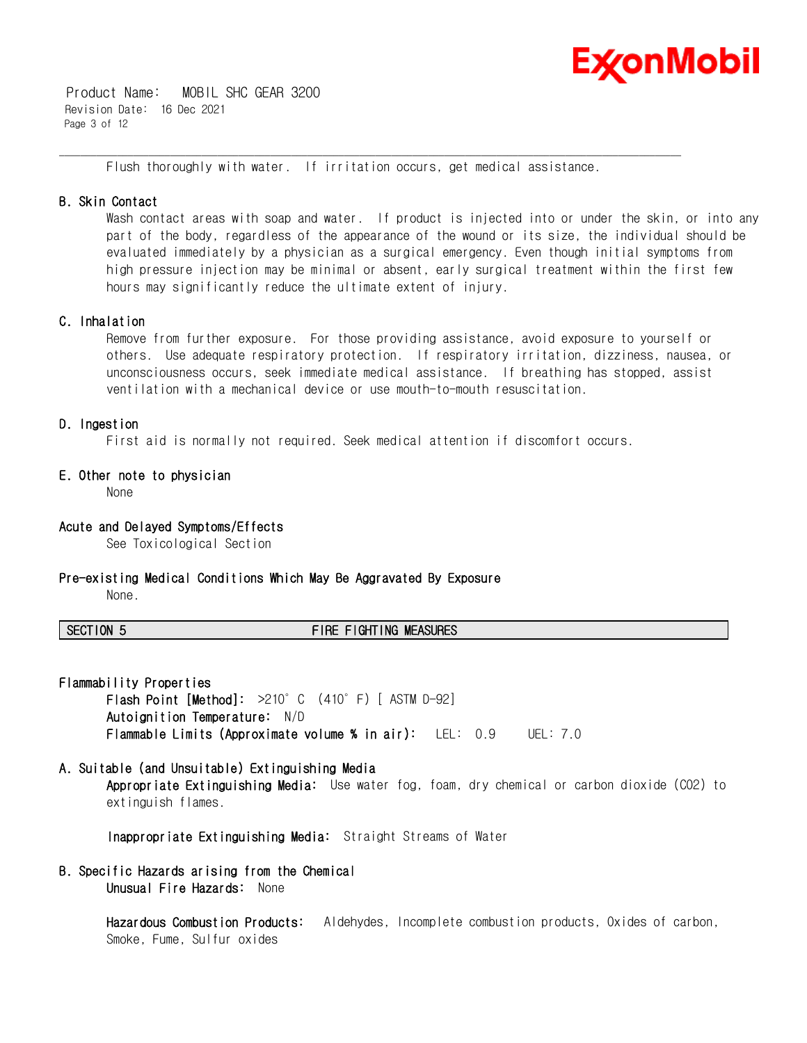Flush thoroughly with water. If irritation occurs, get medical assistance.

### B. Skin Contact

Wash contact areas with soap and water. If product is injected into or under the skin, or into any part of the body, regardless of the appearance of the wound or its size, the individual should be evaluated immediately by a physician as a surgical emergency. Even though initial symptoms from high pressure injection may be minimal or absent, early surgical treatment within the first few hours may significantly reduce the ultimate extent of injury.

### C. Inhalation

Remove from further exposure. For those providing assistance, avoid exposure to yourself or others. Use adequate respiratory protection. If respiratory irritation, dizziness, nausea, or unconsciousness occurs, seek immediate medical assistance. If breathing has stopped, assist ventilation with a mechanical device or use mouth-to-mouth resuscitation.

### D. Ingestion

First aid is normally not required. Seek medical attention if discomfort occurs.

### E. Other note to physician

None

### Acute and Delayed Symptoms/Effects

See Toxicological Section

### Pre-existing Medical Conditions Which May Be Aggravated By Exposure

None.

## SECTION 5 FIRE FIGHTING MEASURES

### Flammability Properties

**Flash Point [Method]:** >210°C (410°F) [ ASTM D-92]
**Autoignition Temperature:** N/D
**Flammable Limits (Approximate volume % in air):** LEL: 0.9 UEL: 7.0

### A. Suitable (and Unsuitable) Extinguishing Media

**Appropriate Extinguishing Media:** Use water fog, foam, dry chemical or carbon dioxide ($CO_2$) to extinguish flames.

**Inappropriate Extinguishing Media:** Straight Streams of Water

### B. Specific Hazards arising from the Chemical

**Unusual Fire Hazards:** None

**Hazardous Combustion Products:** Aldehydes, Incomplete combustion products, Oxides of carbon, Smoke, Fume, Sulfur oxides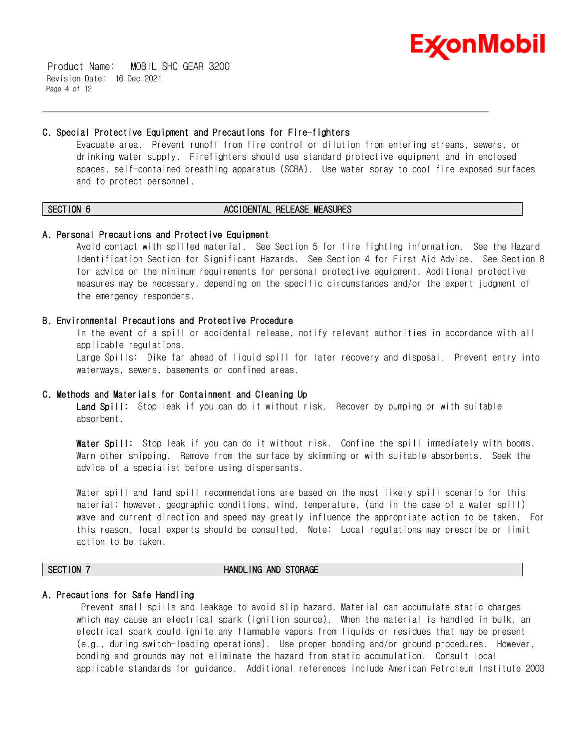### C. Special Protective Equipment and Precautions for Fire-fighters

Evacuate area. Prevent runoff from fire control or dilution from entering streams, sewers, or drinking water supply. Firefighters should use standard protective equipment and in enclosed spaces, self-contained breathing apparatus (SCBA). Use water spray to cool fire exposed surfaces and to protect personnel.

## SECTION 6 ACCIDENTAL RELEASE MEASURES

### A. Personal Precautions and Protective Equipment

Avoid contact with spilled material. See Section 5 for fire fighting information. See the Hazard Identification Section for Significant Hazards. See Section 4 for First Aid Advice. See Section 8 for advice on the minimum requirements for personal protective equipment. Additional protective measures may be necessary, depending on the specific circumstances and/or the expert judgment of the emergency responders.

### B. Environmental Precautions and Protective Procedure

In the event of a spill or accidental release, notify relevant authorities in accordance with all applicable regulations.

Large Spills: Dike far ahead of liquid spill for later recovery and disposal. Prevent entry into waterways, sewers, basements or confined areas.

### C. Methods and Materials for Containment and Cleaning Up

**Land Spill:** Stop leak if you can do it without risk. Recover by pumping or with suitable absorbent.

**Water Spill:** Stop leak if you can do it without risk. Confine the spill immediately with booms. Warn other shipping. Remove from the surface by skimming or with suitable absorbents. Seek the advice of a specialist before using dispersants.

Water spill and land spill recommendations are based on the most likely spill scenario for this material; however, geographic conditions, wind, temperature, (and in the case of a water spill) wave and current direction and speed may greatly influence the appropriate action to be taken. For this reason, local experts should be consulted. Note: Local regulations may prescribe or limit action to be taken.

## SECTION 7 HANDLING AND STORAGE

### A. Precautions for Safe Handling

Prevent small spills and leakage to avoid slip hazard. Material can accumulate static charges which may cause an electrical spark (ignition source). When the material is handled in bulk, an electrical spark could ignite any flammable vapors from liquids or residues that may be present (e.g., during switch-loading operations). Use proper bonding and/or ground procedures. However, bonding and grounds may not eliminate the hazard from static accumulation. Consult local applicable standards for guidance. Additional references include American Petroleum Institute 2003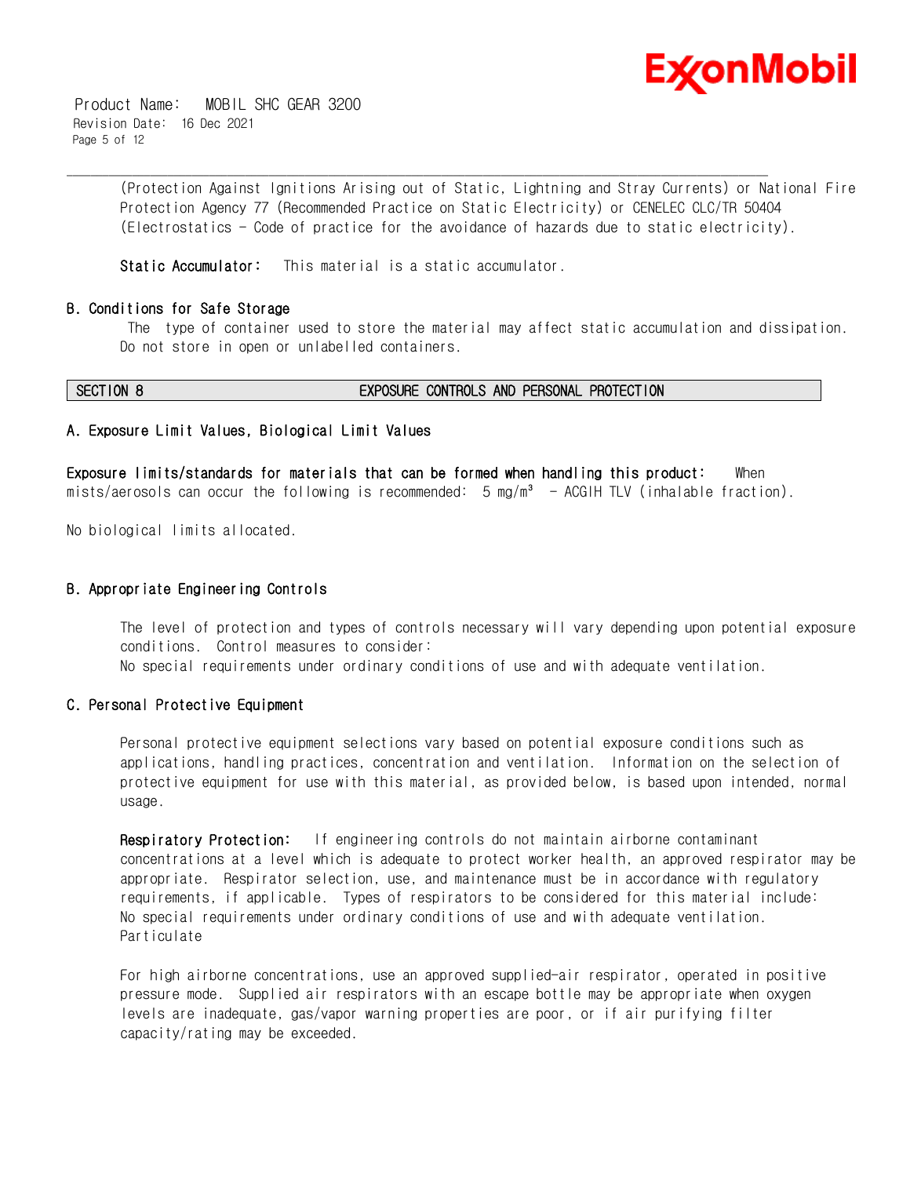(Protection Against Ignitions Arising out of Static, Lightning and Stray Currents) or National Fire Protection Agency 77 (Recommended Practice on Static Electricity) or CENELEC CLC/TR 50404 (Electrostatics - Code of practice for the avoidance of hazards due to static electricity).

**Static Accumulator:** This material is a static accumulator.

### B. Conditions for Safe Storage

The type of container used to store the material may affect static accumulation and dissipation. Do not store in open or unlabelled containers.

## SECTION 8 EXPOSURE CONTROLS AND PERSONAL PROTECTION

### A. Exposure Limit Values, Biological Limit Values

**Exposure limits/standards for materials that can be formed when handling this product:** When mists/aerosols can occur the following is recommended: 5 $mg/m^3$ - ACGIH TLV (inhalable fraction).

No biological limits allocated.

### B. Appropriate Engineering Controls

The level of protection and types of controls necessary will vary depending upon potential exposure conditions. Control measures to consider:
No special requirements under ordinary conditions of use and with adequate ventilation.

### C. Personal Protective Equipment

Personal protective equipment selections vary based on potential exposure conditions such as applications, handling practices, concentration and ventilation. Information on the selection of protective equipment for use with this material, as provided below, is based upon intended, normal usage.

**Respiratory Protection:** If engineering controls do not maintain airborne contaminant concentrations at a level which is adequate to protect worker health, an approved respirator may be appropriate. Respirator selection, use, and maintenance must be in accordance with regulatory requirements, if applicable. Types of respirators to be considered for this material include:
No special requirements under ordinary conditions of use and with adequate ventilation.
Particulate

For high airborne concentrations, use an approved supplied-air respirator, operated in positive pressure mode. Supplied air respirators with an escape bottle may be appropriate when oxygen levels are inadequate, gas/vapor warning properties are poor, or if air purifying filter capacity/rating may be exceeded.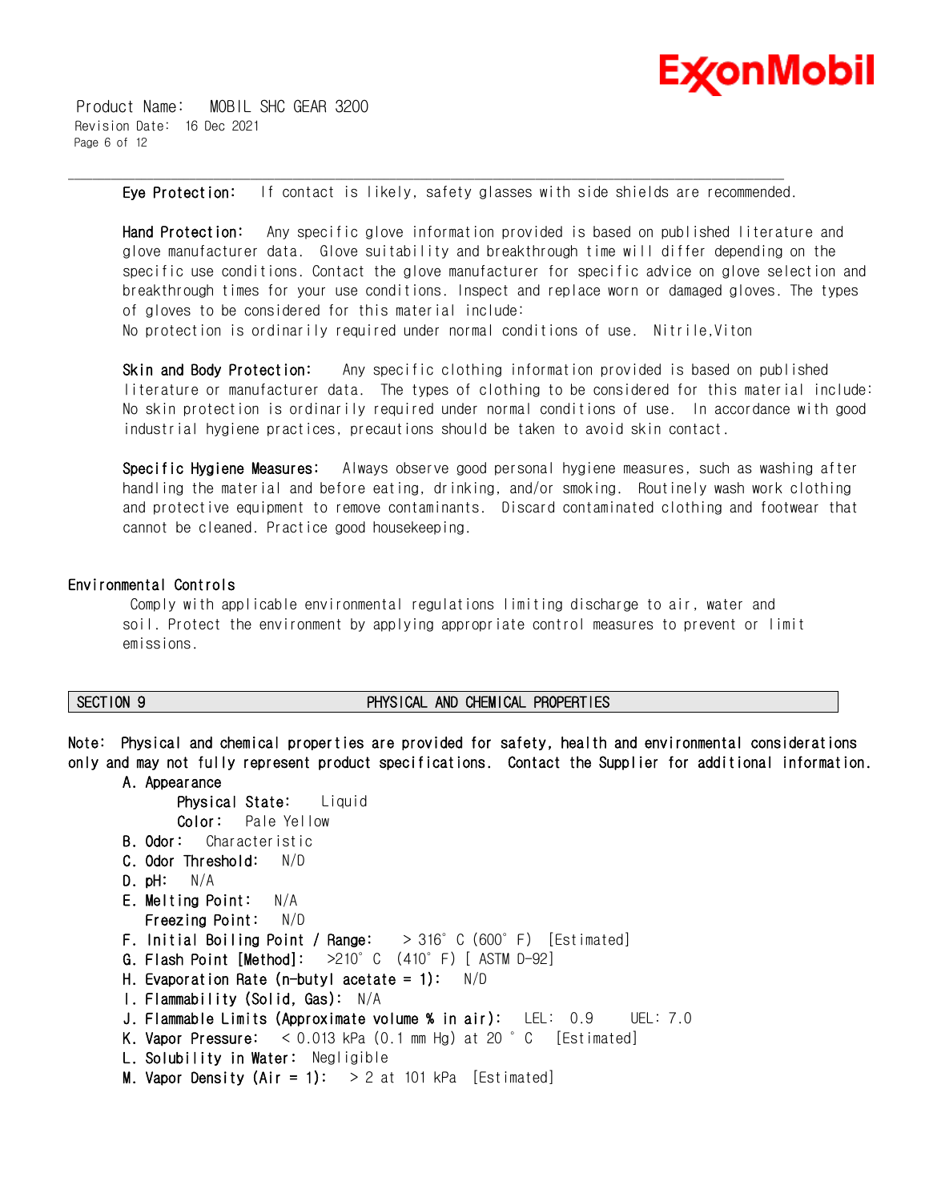**Eye Protection:** If contact is likely, safety glasses with side shields are recommended.

**Hand Protection:** Any specific glove information provided is based on published literature and glove manufacturer data. Glove suitability and breakthrough time will differ depending on the specific use conditions. Contact the glove manufacturer for specific advice on glove selection and breakthrough times for your use conditions. Inspect and replace worn or damaged gloves. The types of gloves to be considered for this material include:
No protection is ordinarily required under normal conditions of use. Nitrile,Viton

**Skin and Body Protection:** Any specific clothing information provided is based on published literature or manufacturer data. The types of clothing to be considered for this material include:
No skin protection is ordinarily required under normal conditions of use. In accordance with good industrial hygiene practices, precautions should be taken to avoid skin contact.

**Specific Hygiene Measures:** Always observe good personal hygiene measures, such as washing after handling the material and before eating, drinking, and/or smoking. Routinely wash work clothing and protective equipment to remove contaminants. Discard contaminated clothing and footwear that cannot be cleaned. Practice good housekeeping.

### Environmental Controls

Comply with applicable environmental regulations limiting discharge to air, water and soil. Protect the environment by applying appropriate control measures to prevent or limit emissions.

## SECTION 9 PHYSICAL AND CHEMICAL PROPERTIES

**Note: Physical and chemical properties are provided for safety, health and environmental considerations only and may not fully represent product specifications. Contact the Supplier for additional information.**

**A. Appearance**
- **Physical State:** Liquid
- **Color:** Pale Yellow

**B. Odor:** Characteristic
**C. Odor Threshold:** N/D
**D. pH:** N/A
**E. Melting Point:** N/A
**Freezing Point:** N/D
**F. Initial Boiling Point / Range:** > 316° C (600° F) [Estimated]
**G. Flash Point [Method]:** >210° C (410° F) [ ASTM D-92]
**H. Evaporation Rate (n-butyl acetate = 1):** N/D
**I. Flammability (Solid, Gas):** N/A
**J. Flammable Limits (Approximate volume % in air):** LEL: 0.9 UEL: 7.0
**K. Vapor Pressure:** < 0.013 kPa (0.1 mm Hg) at 20 ° C [Estimated]
**L. Solubility in Water:** Negligible
**M. Vapor Density (Air = 1):** > 2 at 101 kPa [Estimated]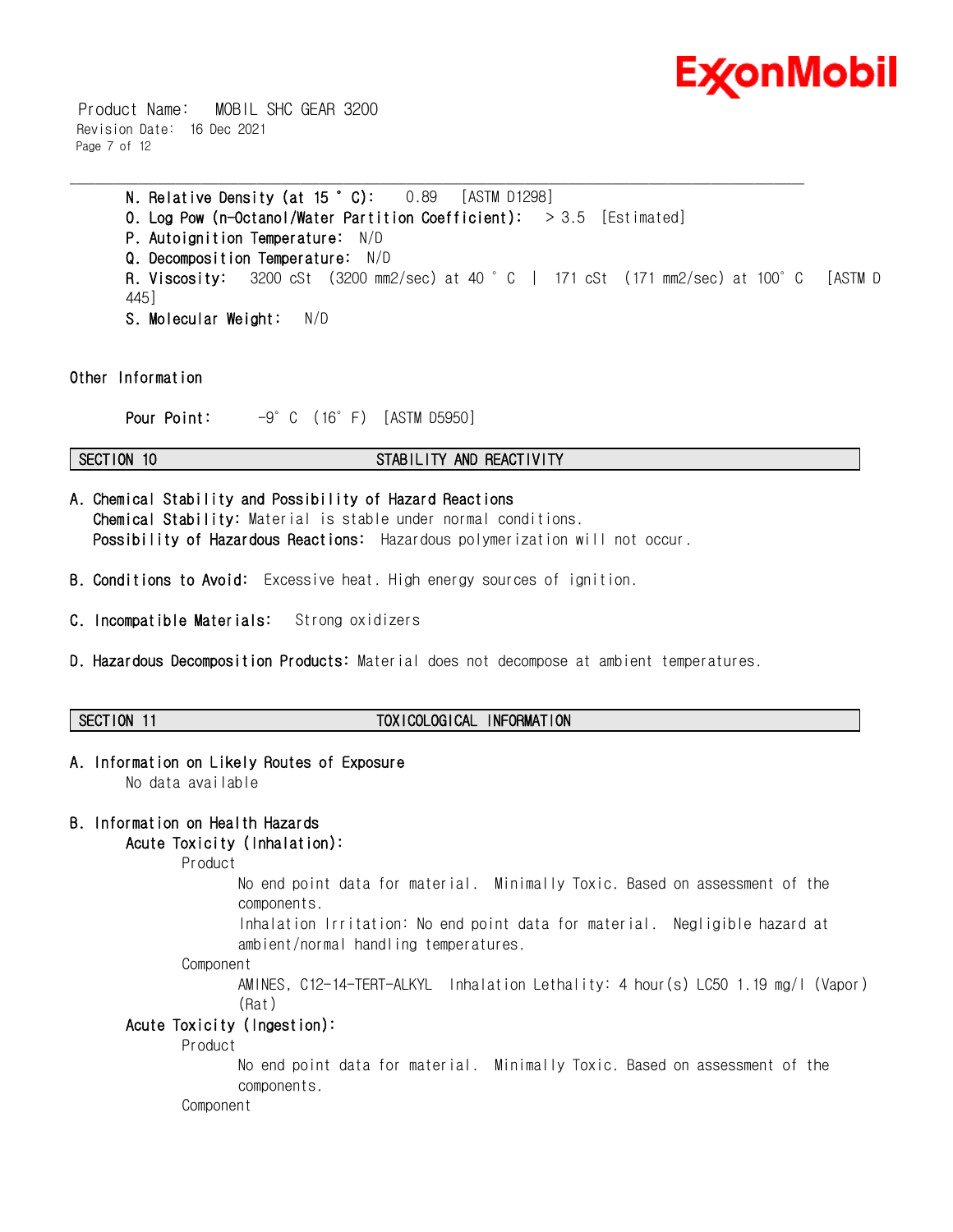**N. Relative Density (at 15 ° C):** 0.89 [ASTM D1298]
**O. Log Pow (n-Octanol/Water Partition Coefficient):** > 3.5 [Estimated]
**P. Autoignition Temperature:** N/D
**Q. Decomposition Temperature:** N/D
**R. Viscosity:** 3200 cSt (3200 mm2/sec) at 40 ° C | 171 cSt (171 mm2/sec) at 100° C [ASTM D 445]
**S. Molecular Weight:** N/D

## Other Information

**Pour Point:** -9° C (16° F) [ASTM D5950]

## SECTION 10 STABILITY AND REACTIVITY

**A. Chemical Stability and Possibility of Hazard Reactions**
**Chemical Stability:** Material is stable under normal conditions.
**Possibility of Hazardous Reactions:** Hazardous polymerization will not occur.

**B. Conditions to Avoid:** Excessive heat. High energy sources of ignition.

**C. Incompatible Materials:** Strong oxidizers

**D. Hazardous Decomposition Products:** Material does not decompose at ambient temperatures.

## SECTION 11 TOXICOLOGICAL INFORMATION

**A. Information on Likely Routes of Exposure**
No data available

**B. Information on Health Hazards**

**Acute Toxicity (Inhalation):**

Product
No end point data for material. Minimally Toxic. Based on assessment of the components.
Inhalation Irritation: No end point data for material. Negligible hazard at ambient/normal handling temperatures.

Component
AMINES, C12-14-TERT-ALKYL Inhalation Lethality: 4 hour(s) LC50 1.19 mg/l (Vapor) (Rat)

**Acute Toxicity (Ingestion):**

Product
No end point data for material. Minimally Toxic. Based on assessment of the components.

Component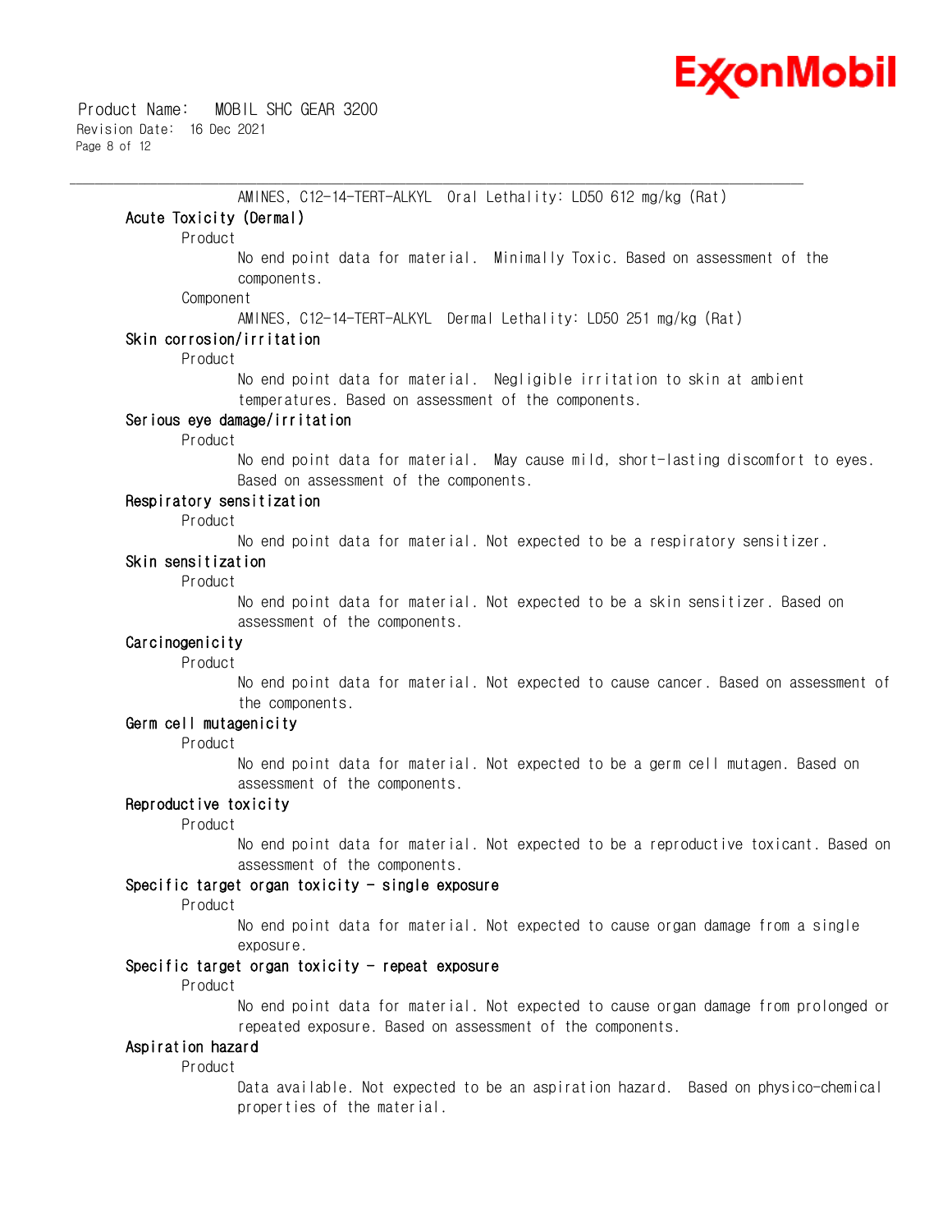AMINES, C12-14-TERT-ALKYL Oral Lethality: LD50 612 mg/kg (Rat)

### Acute Toxicity (Dermal)

Product

No end point data for material. Minimally Toxic. Based on assessment of the components.

Component

AMINES, C12-14-TERT-ALKYL Dermal Lethality: LD50 251 mg/kg (Rat)

### Skin corrosion/irritation

Product

No end point data for material. Negligible irritation to skin at ambient temperatures. Based on assessment of the components.

### Serious eye damage/irritation

Product

No end point data for material. May cause mild, short-lasting discomfort to eyes. Based on assessment of the components.

### Respiratory sensitization

Product

No end point data for material. Not expected to be a respiratory sensitizer.

### Skin sensitization

Product

No end point data for material. Not expected to be a skin sensitizer. Based on assessment of the components.

### Carcinogenicity

Product

No end point data for material. Not expected to cause cancer. Based on assessment of the components.

### Germ cell mutagenicity

Product

No end point data for material. Not expected to be a germ cell mutagen. Based on assessment of the components.

### Reproductive toxicity

Product

No end point data for material. Not expected to be a reproductive toxicant. Based on assessment of the components.

### Specific target organ toxicity - single exposure

Product

No end point data for material. Not expected to cause organ damage from a single exposure.

### Specific target organ toxicity - repeat exposure

Product

No end point data for material. Not expected to cause organ damage from prolonged or repeated exposure. Based on assessment of the components.

### Aspiration hazard

Product

Data available. Not expected to be an aspiration hazard. Based on physico-chemical properties of the material.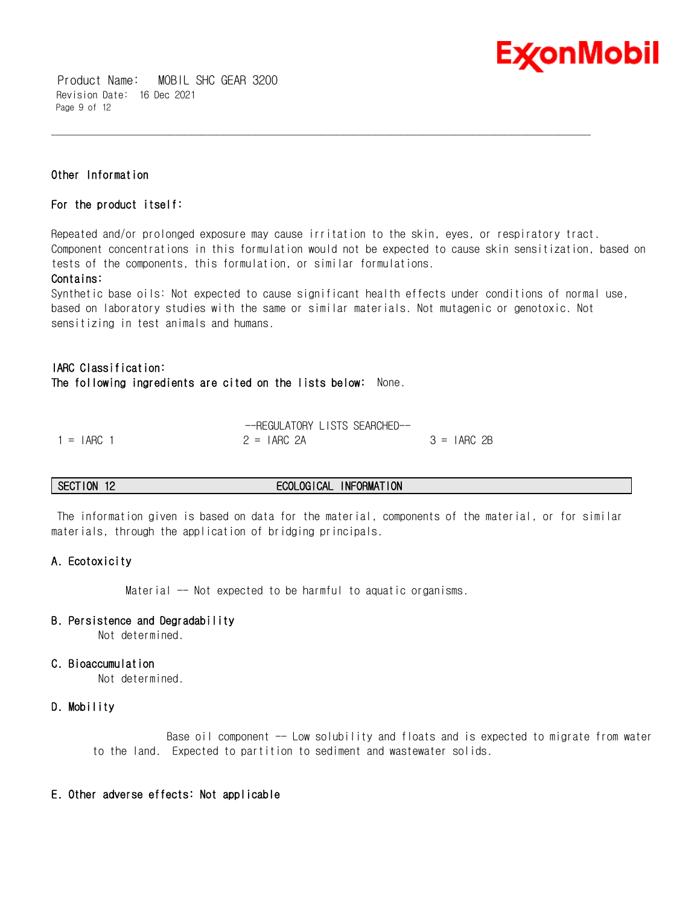**Other Information**

**For the product itself:**

Repeated and/or prolonged exposure may cause irritation to the skin, eyes, or respiratory tract. Component concentrations in this formulation would not be expected to cause skin sensitization, based on tests of the components, this formulation, or similar formulations.

**Contains:**

Synthetic base oils: Not expected to cause significant health effects under conditions of normal use, based on laboratory studies with the same or similar materials. Not mutagenic or genotoxic. Not sensitizing in test animals and humans.

**IARC Classification:**

**The following ingredients are cited on the lists below:** None.

--REGULATORY LISTS SEARCHED--

| 1 = IARC 1 | 2 = IARC 2A | 3 = IARC 2B |
|---|---|---|

## SECTION 12 ECOLOGICAL INFORMATION

The information given is based on data for the material, components of the material, or for similar materials, through the application of bridging principals.

### A. Ecotoxicity

Material -- Not expected to be harmful to aquatic organisms.

### B. Persistence and Degradability

Not determined.

### C. Bioaccumulation

Not determined.

### D. Mobility

Base oil component -- Low solubility and floats and is expected to migrate from water to the land. Expected to partition to sediment and wastewater solids.

### E. Other adverse effects: Not applicable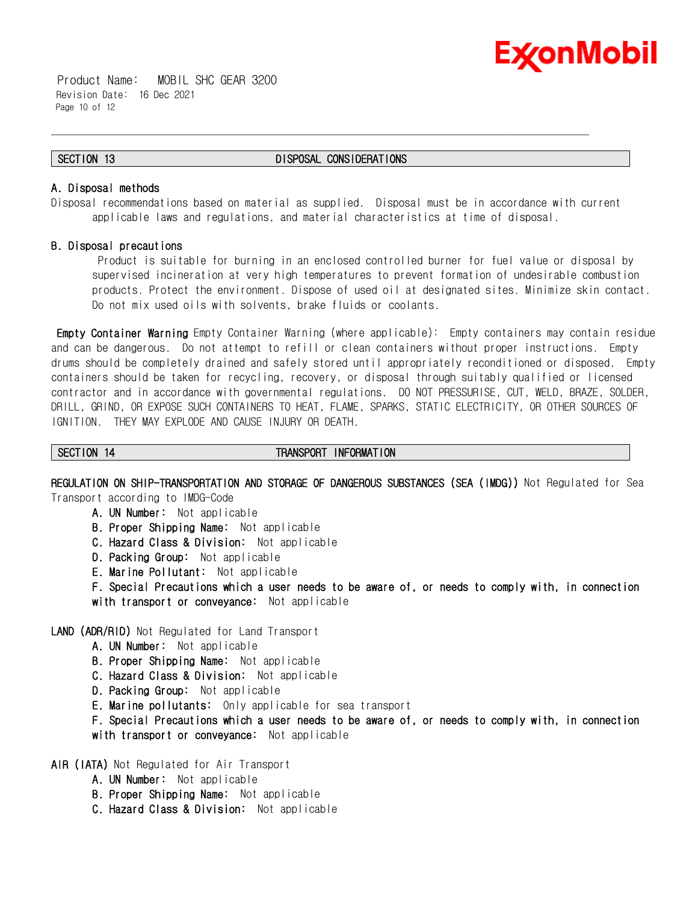## SECTION 13 DISPOSAL CONSIDERATIONS

**A. Disposal methods**

Disposal recommendations based on material as supplied. Disposal must be in accordance with current applicable laws and regulations, and material characteristics at time of disposal.

**B. Disposal precautions**

Product is suitable for burning in an enclosed controlled burner for fuel value or disposal by supervised incineration at very high temperatures to prevent formation of undesirable combustion products. Protect the environment. Dispose of used oil at designated sites. Minimize skin contact. Do not mix used oils with solvents, brake fluids or coolants.

**Empty Container Warning** Empty Container Warning (where applicable): Empty containers may contain residue and can be dangerous. Do not attempt to refill or clean containers without proper instructions. Empty drums should be completely drained and safely stored until appropriately reconditioned or disposed. Empty containers should be taken for recycling, recovery, or disposal through suitably qualified or licensed contractor and in accordance with governmental regulations. DO NOT PRESSURISE, CUT, WELD, BRAZE, SOLDER, DRILL, GRIND, OR EXPOSE SUCH CONTAINERS TO HEAT, FLAME, SPARKS, STATIC ELECTRICITY, OR OTHER SOURCES OF IGNITION. THEY MAY EXPLODE AND CAUSE INJURY OR DEATH.

## SECTION 14 TRANSPORT INFORMATION

**REGULATION ON SHIP-TRANSPORTATION AND STORAGE OF DANGEROUS SUBSTANCES (SEA (IMDG))** Not Regulated for Sea Transport according to IMDG-Code

- **A. UN Number:** Not applicable
- **B. Proper Shipping Name:** Not applicable
- **C. Hazard Class & Division:** Not applicable
- **D. Packing Group:** Not applicable
- **E. Marine Pollutant:** Not applicable
- **F. Special Precautions which a user needs to be aware of, or needs to comply with, in connection with transport or conveyance:** Not applicable

**LAND (ADR/RID)** Not Regulated for Land Transport

- **A. UN Number:** Not applicable
- **B. Proper Shipping Name:** Not applicable
- **C. Hazard Class & Division:** Not applicable
- **D. Packing Group:** Not applicable
- **E. Marine pollutants:** Only applicable for sea transport
- **F. Special Precautions which a user needs to be aware of, or needs to comply with, in connection with transport or conveyance:** Not applicable

**AIR (IATA)** Not Regulated for Air Transport

- **A. UN Number:** Not applicable
- **B. Proper Shipping Name:** Not applicable
- **C. Hazard Class & Division:** Not applicable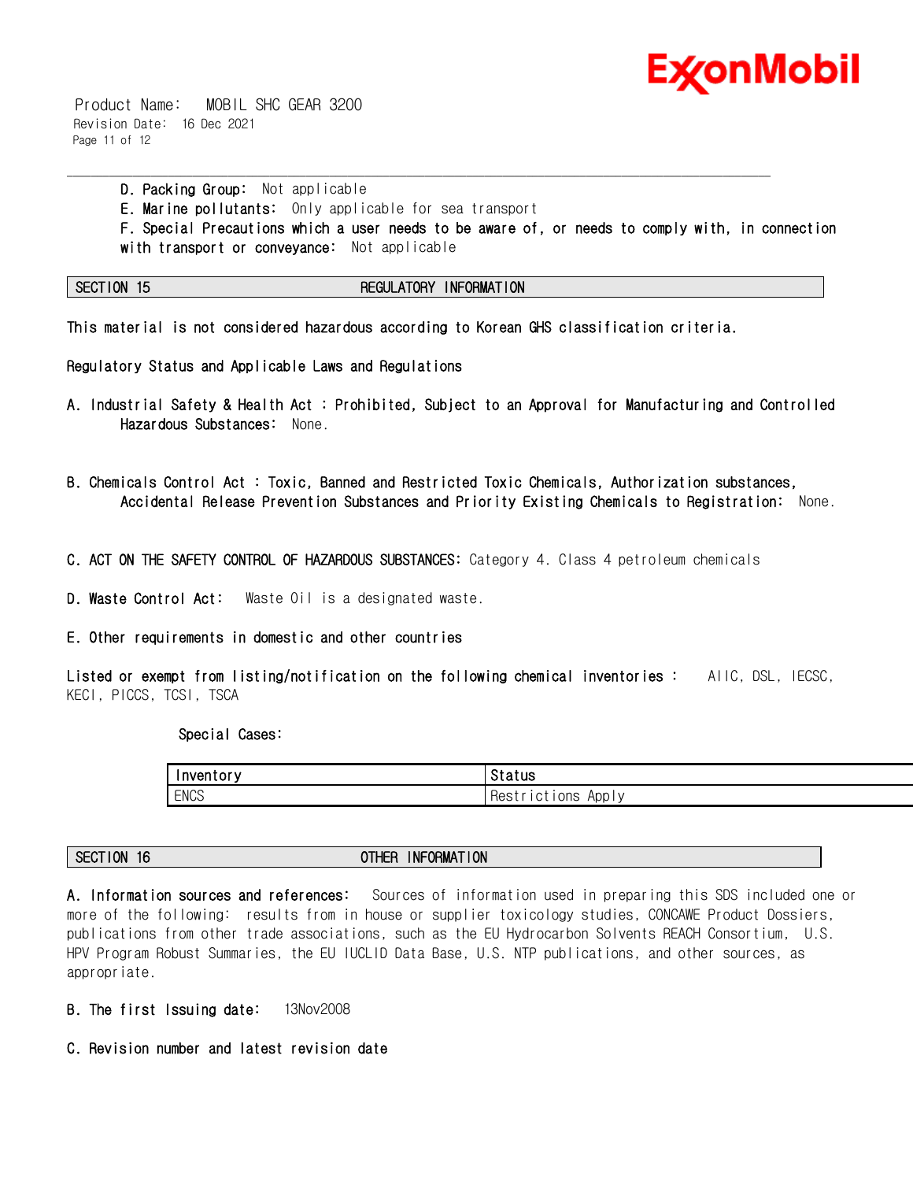**D. Packing Group:** Not applicable

**E. Marine pollutants:** Only applicable for sea transport

**F. Special Precautions which a user needs to be aware of, or needs to comply with, in connection with transport or conveyance:** Not applicable

## SECTION 15 REGULATORY INFORMATION

This material is not considered hazardous according to Korean GHS classification criteria.

Regulatory Status and Applicable Laws and Regulations

A. Industrial Safety & Health Act : Prohibited, Subject to an Approval for Manufacturing and Controlled Hazardous Substances: None.

B. Chemicals Control Act : Toxic, Banned and Restricted Toxic Chemicals, Authorization substances, Accidental Release Prevention Substances and Priority Existing Chemicals to Registration: None.

C. ACT ON THE SAFETY CONTROL OF HAZARDOUS SUBSTANCES: Category 4. Class 4 petroleum chemicals

D. Waste Control Act: Waste Oil is a designated waste.

E. Other requirements in domestic and other countries

Listed or exempt from listing/notification on the following chemical inventories : AIIC, DSL, IECSC, KECI, PICCS, TCSI, TSCA

Special Cases:

| Inventory | Status |
|---|---|
| ENCS | Restrictions Apply |

## SECTION 16 OTHER INFORMATION

**A. Information sources and references:** Sources of information used in preparing this SDS included one or more of the following: results from in house or supplier toxicology studies, CONCAWE Product Dossiers, publications from other trade associations, such as the EU Hydrocarbon Solvents REACH Consortium, U.S. HPV Program Robust Summaries, the EU IUCLID Data Base, U.S. NTP publications, and other sources, as appropriate.

**B. The first Issuing date:** 13Nov2008

**C. Revision number and latest revision date**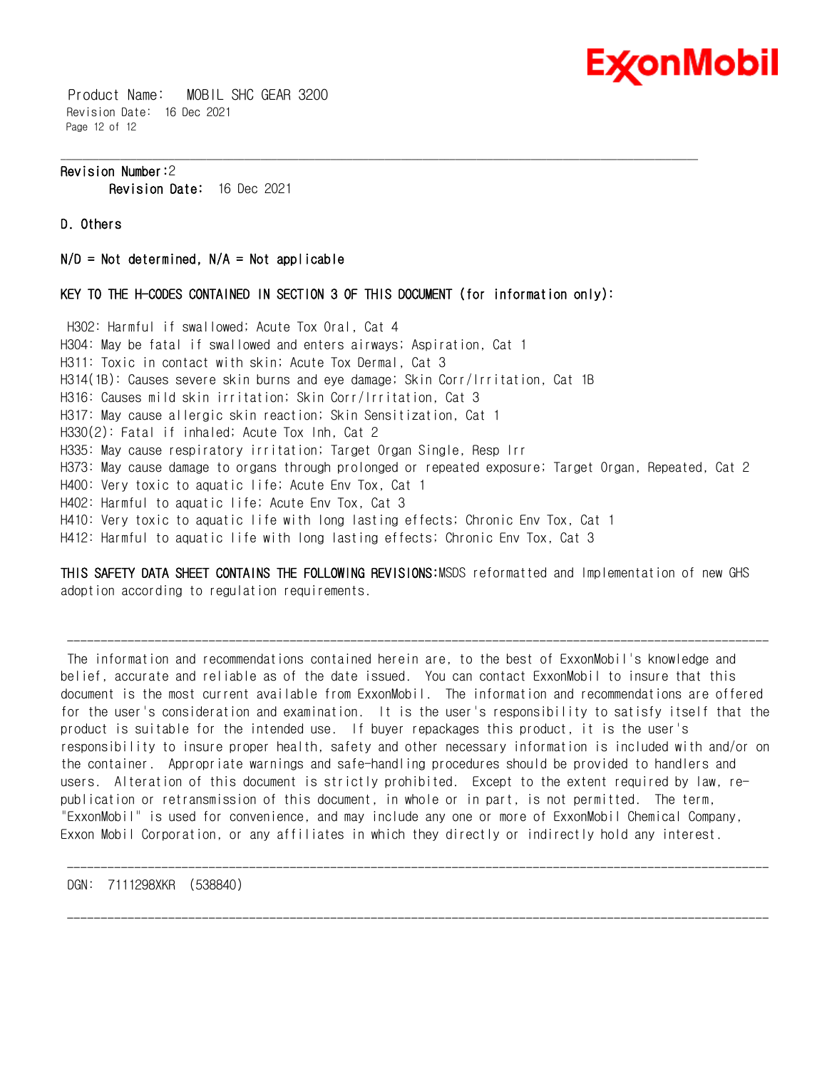**Revision Number**:2

**Revision Date:** 16 Dec 2021

**D. Others**

**N/D = Not determined, N/A = Not applicable**

**KEY TO THE H-CODES CONTAINED IN SECTION 3 OF THIS DOCUMENT (for information only):**

H302: Harmful if swallowed; Acute Tox Oral, Cat 4
H304: May be fatal if swallowed and enters airways; Aspiration, Cat 1
H311: Toxic in contact with skin; Acute Tox Dermal, Cat 3
H314(1B): Causes severe skin burns and eye damage; Skin Corr/Irritation, Cat 1B
H316: Causes mild skin irritation; Skin Corr/Irritation, Cat 3
H317: May cause allergic skin reaction; Skin Sensitization, Cat 1
H330(2): Fatal if inhaled; Acute Tox Inh, Cat 2
H335: May cause respiratory irritation; Target Organ Single, Resp Irr
H373: May cause damage to organs through prolonged or repeated exposure; Target Organ, Repeated, Cat 2
H400: Very toxic to aquatic life; Acute Env Tox, Cat 1
H402: Harmful to aquatic life; Acute Env Tox, Cat 3
H410: Very toxic to aquatic life with long lasting effects; Chronic Env Tox, Cat 1
H412: Harmful to aquatic life with long lasting effects; Chronic Env Tox, Cat 3

**THIS SAFETY DATA SHEET CONTAINS THE FOLLOWING REVISIONS:** MSDS reformatted and Implementation of new GHS adoption according to regulation requirements.

---

The information and recommendations contained herein are, to the best of ExxonMobil's knowledge and belief, accurate and reliable as of the date issued. You can contact ExxonMobil to insure that this document is the most current available from ExxonMobil. The information and recommendations are offered for the user's consideration and examination. It is the user's responsibility to satisfy itself that the product is suitable for the intended use. If buyer repackages this product, it is the user's responsibility to insure proper health, safety and other necessary information is included with and/or on the container. Appropriate warnings and safe-handling procedures should be provided to handlers and users. Alteration of this document is strictly prohibited. Except to the extent required by law, re-publication or retransmission of this document, in whole or in part, is not permitted. The term, "ExxonMobil" is used for convenience, and may include any one or more of ExxonMobil Chemical Company, Exxon Mobil Corporation, or any affiliates in which they directly or indirectly hold any interest.

---

DGN: 7111298XKR (538840)

---